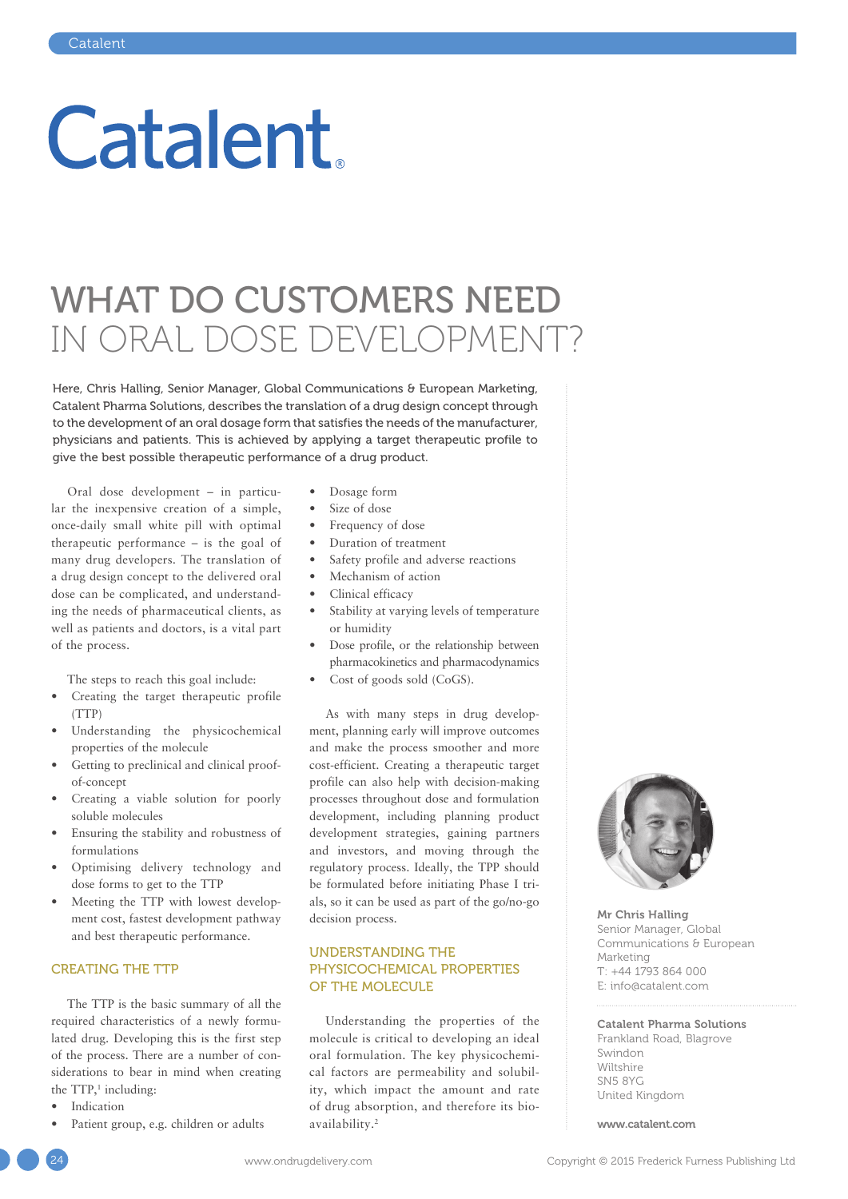# WHAT DO CUSTOMERS NEED IN ORAL DOSE DEVELOPMENT?

Here, Chris Halling, Senior Manager, Global Communications & European Marketing, Catalent Pharma Solutions, describes the translation of a drug design concept through to the development of an oral dosage form that satisfies the needs of the manufacturer, physicians and patients. This is achieved by applying a target therapeutic profile to give the best possible therapeutic performance of a drug product.

Oral dose development – in particular the inexpensive creation of a simple, once-daily small white pill with optimal therapeutic performance – is the goal of many drug developers. The translation of a drug design concept to the delivered oral dose can be complicated, and understanding the needs of pharmaceutical clients, as well as patients and doctors, is a vital part of the process.

The steps to reach this goal include:

- Creating the target therapeutic profile (TTP)
- Understanding the physicochemical properties of the molecule
- Getting to preclinical and clinical proof-of-concept
- Creating a viable solution for poorly soluble molecules
- Ensuring the stability and robustness of formulations
- Optimising delivery technology and dose forms to get to the TTP
- Meeting the TTP with lowest development cost, fastest development pathway and best therapeutic performance.

## CREATING THE TTP

The TTP is the basic summary of all the required characteristics of a newly formulated drug. Developing this is the first step of the process. There are a number of considerations to bear in mind when creating the TTP,[1] including:

- Indication
- Patient group, e.g. children or adults
- Dosage form
- Size of dose
- Frequency of dose
- Duration of treatment
- Safety profile and adverse reactions
- Mechanism of action
- Clinical efficacy
- Stability at varying levels of temperature or humidity
- Dose profile, or the relationship between pharmacokinetics and pharmacodynamics
- Cost of goods sold (CoGS).

As with many steps in drug development, planning early will improve outcomes and make the process smoother and more cost-efficient. Creating a therapeutic target profile can also help with decision-making processes throughout dose and formulation development, including planning product development strategies, gaining partners and investors, and moving through the regulatory process. Ideally, the TPP should be formulated before initiating Phase I trials, so it can be used as part of the go/no-go decision process.

## UNDERSTANDING THE PHYSICOCHEMICAL PROPERTIES OF THE MOLECULE

Understanding the properties of the molecule is critical to developing an ideal oral formulation. The key physicochemical factors are permeability and solubility, which impact the amount and rate of drug absorption, and therefore its bioavailability.[2]

**Mr Chris Halling**
Senior Manager, Global Communications & European Marketing
T: +44 1793 864 000
E: info@catalent.com

**Catalent Pharma Solutions**
Frankland Road, Blagrove
Swindon
Wiltshire
SN5 8YG
United Kingdom

**www.catalent.com**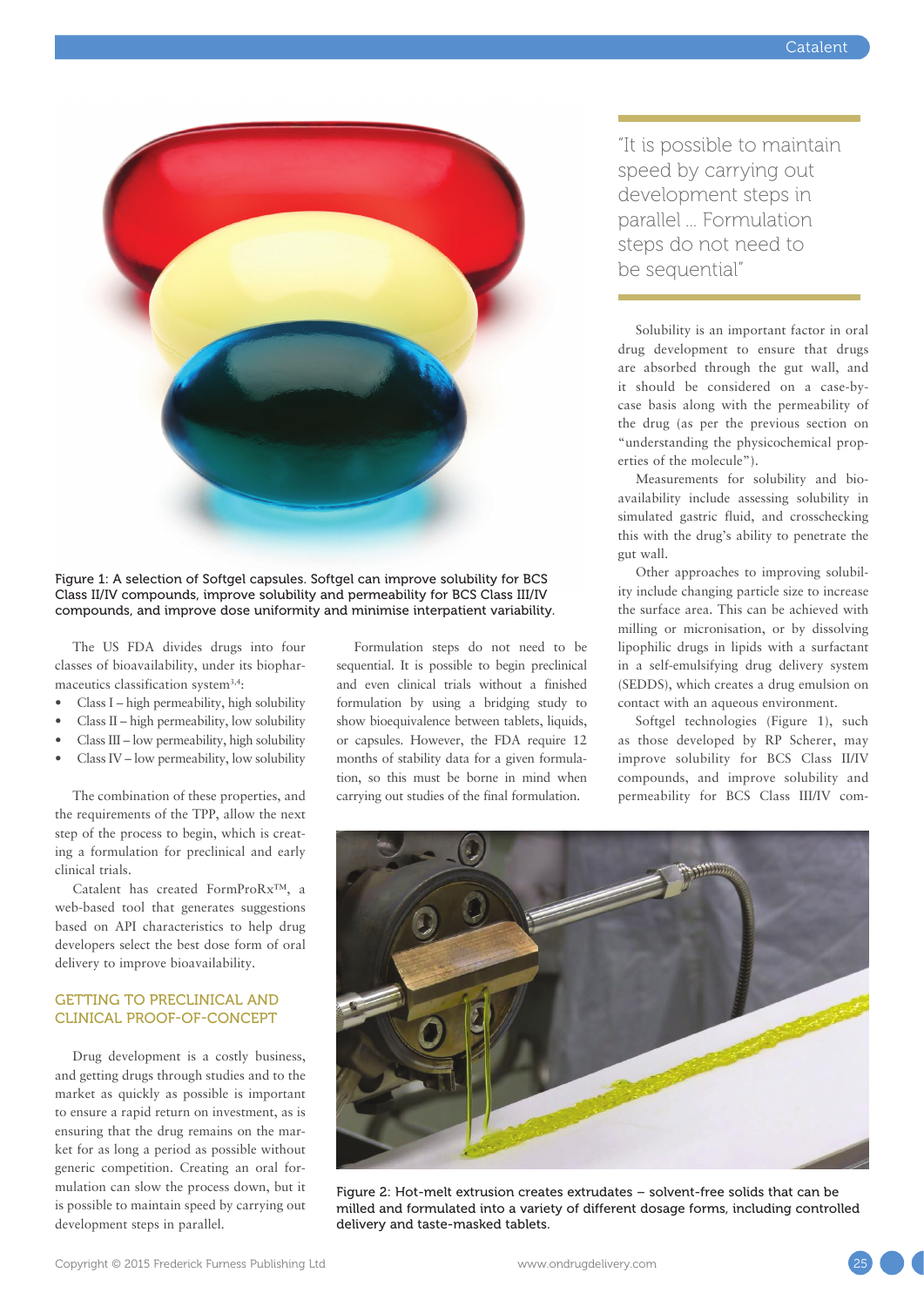Figure 1: A selection of Softgel capsules. Softgel can improve solubility for BCS Class II/IV compounds, improve solubility and permeability for BCS Class III/IV compounds, and improve dose uniformity and minimise interpatient variability.

The US FDA divides drugs into four classes of bioavailability, under its biopharmaceutics classification system[3,4]:

- Class I – high permeability, high solubility
- Class II – high permeability, low solubility
- Class III – low permeability, high solubility
- Class IV – low permeability, low solubility

The combination of these properties, and the requirements of the TPP, allow the next step of the process to begin, which is creating a formulation for preclinical and early clinical trials.

Catalent has created FormProRx™, a web-based tool that generates suggestions based on API characteristics to help drug developers select the best dose form of oral delivery to improve bioavailability.

## GETTING TO PRECLINICAL AND CLINICAL PROOF-OF-CONCEPT

Drug development is a costly business, and getting drugs through studies and to the market as quickly as possible is important to ensure a rapid return on investment, as is ensuring that the drug remains on the market for as long a period as possible without generic competition. Creating an oral formulation can slow the process down, but it is possible to maintain speed by carrying out development steps in parallel.

Formulation steps do not need to be sequential. It is possible to begin preclinical and even clinical trials without a finished formulation by using a bridging study to show bioequivalence between tablets, liquids, or capsules. However, the FDA require 12 months of stability data for a given formulation, so this must be borne in mind when carrying out studies of the final formulation.

> "It is possible to maintain speed by carrying out development steps in parallel ... Formulation steps do not need to be sequential"

Solubility is an important factor in oral drug development to ensure that drugs are absorbed through the gut wall, and it should be considered on a case-by-case basis along with the permeability of the drug (as per the previous section on "understanding the physicochemical properties of the molecule").

Measurements for solubility and bioavailability include assessing solubility in simulated gastric fluid, and crosschecking this with the drug's ability to penetrate the gut wall.

Other approaches to improving solubility include changing particle size to increase the surface area. This can be achieved with milling or micronisation, or by dissolving lipophilic drugs in lipids with a surfactant in a self-emulsifying drug delivery system (SEDDS), which creates a drug emulsion on contact with an aqueous environment.

Softgel technologies (Figure 1), such as those developed by RP Scherer, may improve solubility for BCS Class II/IV compounds, and improve solubility and permeability for BCS Class III/IV com-

Figure 2: Hot-melt extrusion creates extrudates – solvent-free solids that can be milled and formulated into a variety of different dosage forms, including controlled delivery and taste-masked tablets.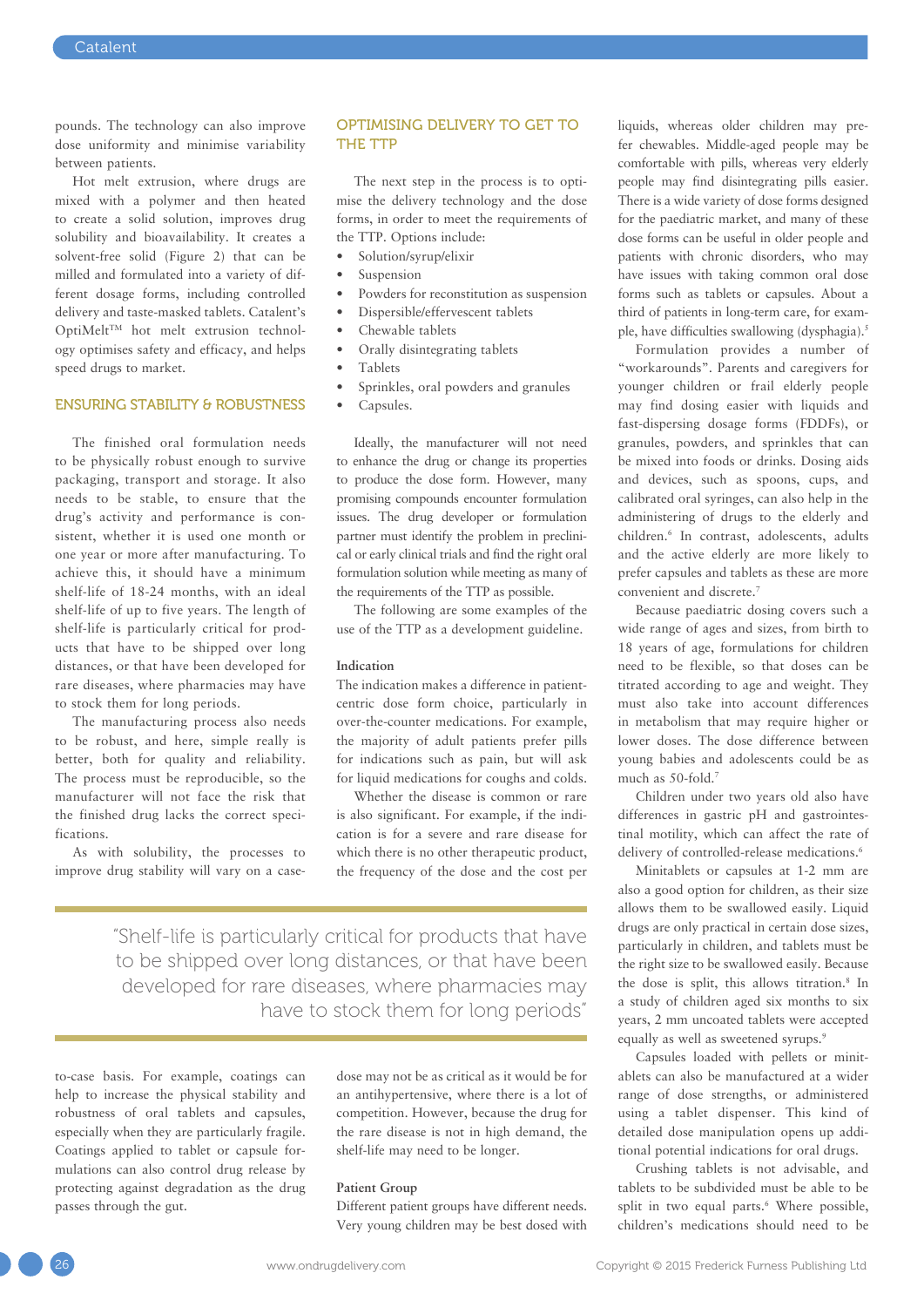pounds. The technology can also improve dose uniformity and minimise variability between patients.

Hot melt extrusion, where drugs are mixed with a polymer and then heated to create a solid solution, improves drug solubility and bioavailability. It creates a solvent-free solid (Figure 2) that can be milled and formulated into a variety of different dosage forms, including controlled delivery and taste-masked tablets. Catalent's OptiMelt™ hot melt extrusion technology optimises safety and efficacy, and helps speed drugs to market.

## ENSURING STABILITY & ROBUSTNESS

The finished oral formulation needs to be physically robust enough to survive packaging, transport and storage. It also needs to be stable, to ensure that the drug's activity and performance is consistent, whether it is used one month or one year or more after manufacturing. To achieve this, it should have a minimum shelf-life of 18-24 months, with an ideal shelf-life of up to five years. The length of shelf-life is particularly critical for products that have to be shipped over long distances, or that have been developed for rare diseases, where pharmacies may have to stock them for long periods.

The manufacturing process also needs to be robust, and here, simple really is better, both for quality and reliability. The process must be reproducible, so the manufacturer will not face the risk that the finished drug lacks the correct specifications.

As with solubility, the processes to improve drug stability will vary on a case-to-case basis. For example, coatings can help to increase the physical stability and robustness of oral tablets and capsules, especially when they are particularly fragile. Coatings applied to tablet or capsule formulations can also control drug release by protecting against degradation as the drug passes through the gut.

> "Shelf-life is particularly critical for products that have to be shipped over long distances, or that have been developed for rare diseases, where pharmacies may have to stock them for long periods"

## OPTIMISING DELIVERY TO GET TO THE TTP

The next step in the process is to optimise the delivery technology and the dose forms, in order to meet the requirements of the TTP. Options include:

- Solution/syrup/elixir
- Suspension
- Powders for reconstitution as suspension
- Dispersible/effervescent tablets
- Chewable tablets
- Orally disintegrating tablets
- Tablets
- Sprinkles, oral powders and granules
- Capsules.

Ideally, the manufacturer will not need to enhance the drug or change its properties to produce the dose form. However, many promising compounds encounter formulation issues. The drug developer or formulation partner must identify the problem in preclinical or early clinical trials and find the right oral formulation solution while meeting as many of the requirements of the TTP as possible.

The following are some examples of the use of the TTP as a development guideline.

### Indication

The indication makes a difference in patient-centric dose form choice, particularly in over-the-counter medications. For example, the majority of adult patients prefer pills for indications such as pain, but will ask for liquid medications for coughs and colds.

Whether the disease is common or rare is also significant. For example, if the indication is for a severe and rare disease for which there is no other therapeutic product, the frequency of the dose and the cost per dose may not be as critical as it would be for an antihypertensive, where there is a lot of competition. However, because the drug for the rare disease is not in high demand, the shelf-life may need to be longer.

### Patient Group

Different patient groups have different needs. Very young children may be best dosed with liquids, whereas older children may prefer chewables. Middle-aged people may be comfortable with pills, whereas very elderly people may find disintegrating pills easier. There is a wide variety of dose forms designed for the paediatric market, and many of these dose forms can be useful in older people and patients with chronic disorders, who may have issues with taking common oral dose forms such as tablets or capsules. About a third of patients in long-term care, for example, have difficulties swallowing (dysphagia).[5]

Formulation provides a number of "workarounds". Parents and caregivers for younger children or frail elderly people may find dosing easier with liquids and fast-dispersing dosage forms (FDDFs), or granules, powders, and sprinkles that can be mixed into foods or drinks. Dosing aids and devices, such as spoons, cups, and calibrated oral syringes, can also help in the administering of drugs to the elderly and children.[6] In contrast, adolescents, adults and the active elderly are more likely to prefer capsules and tablets as these are more convenient and discrete.[7]

Because paediatric dosing covers such a wide range of ages and sizes, from birth to 18 years of age, formulations for children need to be flexible, so that doses can be titrated according to age and weight. They must also take into account differences in metabolism that may require higher or lower doses. The dose difference between young babies and adolescents could be as much as 50-fold.[7]

Children under two years old also have differences in gastric pH and gastrointestinal motility, which can affect the rate of delivery of controlled-release medications.[6]

Minitablets or capsules at 1-2 mm are also a good option for children, as their size allows them to be swallowed easily. Liquid drugs are only practical in certain dose sizes, particularly in children, and tablets must be the right size to be swallowed easily. Because the dose is split, this allows titration.[8] In a study of children aged six months to six years, 2 mm uncoated tablets were accepted equally as well as sweetened syrups.[9]

Capsules loaded with pellets or minitablets can also be manufactured at a wider range of dose strengths, or administered using a tablet dispenser. This kind of detailed dose manipulation opens up additional potential indications for oral drugs.

Crushing tablets is not advisable, and tablets to be subdivided must be able to be split in two equal parts.[6] Where possible, children's medications should need to be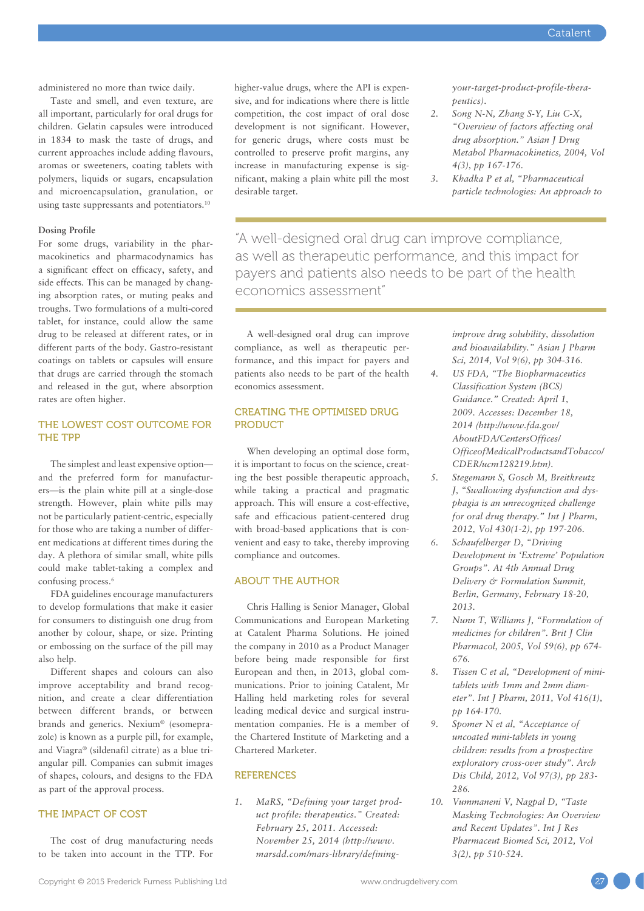administered no more than twice daily.

Taste and smell, and even texture, are all important, particularly for oral drugs for children. Gelatin capsules were introduced in 1834 to mask the taste of drugs, and current approaches include adding flavours, aromas or sweeteners, coating tablets with polymers, liquids or sugars, encapsulation and microencapsulation, granulation, or using taste suppressants and potentiators.[10]

**Dosing Profile**

For some drugs, variability in the pharmacokinetics and pharmacodynamics has a significant effect on efficacy, safety, and side effects. This can be managed by changing absorption rates, or muting peaks and troughs. Two formulations of a multi-cored tablet, for instance, could allow the same drug to be released at different rates, or in different parts of the body. Gastro-resistant coatings on tablets or capsules will ensure that drugs are carried through the stomach and released in the gut, where absorption rates are often higher.

## THE LOWEST COST OUTCOME FOR THE TPP

The simplest and least expensive option—and the preferred form for manufacturers—is the plain white pill at a single-dose strength. However, plain white pills may not be particularly patient-centric, especially for those who are taking a number of different medications at different times during the day. A plethora of similar small, white pills could make tablet-taking a complex and confusing process.[6]

FDA guidelines encourage manufacturers to develop formulations that make it easier for consumers to distinguish one drug from another by colour, shape, or size. Printing or embossing on the surface of the pill may also help.

Different shapes and colours can also improve acceptability and brand recognition, and create a clear differentiation between different brands, or between brands and generics. Nexium® (esomeprazole) is known as a purple pill, for example, and Viagra® (sildenafil citrate) as a blue triangular pill. Companies can submit images of shapes, colours, and designs to the FDA as part of the approval process.

## THE IMPACT OF COST

The cost of drug manufacturing needs to be taken into account in the TTP. For higher-value drugs, where the API is expensive, and for indications where there is little competition, the cost impact of oral dose development is not significant. However, for generic drugs, where costs must be controlled to preserve profit margins, any increase in manufacturing expense is significant, making a plain white pill the most desirable target.

> "A well-designed oral drug can improve compliance, as well as therapeutic performance, and this impact for payers and patients also needs to be part of the health economics assessment"

A well-designed oral drug can improve compliance, as well as therapeutic performance, and this impact for payers and patients also needs to be part of the health economics assessment.

## CREATING THE OPTIMISED DRUG PRODUCT

When developing an optimal dose form, it is important to focus on the science, creating the best possible therapeutic approach, while taking a practical and pragmatic approach. This will ensure a cost-effective, safe and efficacious patient-centered drug with broad-based applications that is convenient and easy to take, thereby improving compliance and outcomes.

## ABOUT THE AUTHOR

Chris Halling is Senior Manager, Global Communications and European Marketing at Catalent Pharma Solutions. He joined the company in 2010 as a Product Manager before being made responsible for first European and then, in 2013, global communications. Prior to joining Catalent, Mr Halling held marketing roles for several leading medical device and surgical instrumentation companies. He is a member of the Chartered Institute of Marketing and a Chartered Marketer.

## REFERENCES

1. *MaRS, "Defining your target product profile: therapeutics." Created: February 25, 2011. Accessed: November 25, 2014 (http://www.marsdd.com/mars-library/defining-your-target-product-profile-therapeutics).*
2. *Song N-N, Zhang S-Y, Liu C-X, "Overview of factors affecting oral drug absorption." Asian J Drug Metabol Pharmacokinetics, 2004, Vol 4(3), pp 167-176.*
3. *Khadka P et al, "Pharmaceutical particle technologies: An approach to improve drug solubility, dissolution and bioavailability." Asian J Pharm Sci, 2014, Vol 9(6), pp 304-316.*
4. *US FDA, "The Biopharmaceutics Classification System (BCS) Guidance." Created: April 1, 2009. Accesses: December 18, 2014 (http://www.fda.gov/AboutFDA/CentersOffices/OfficeofMedicalProductsandTobacco/CDER/ucm128219.htm).*
5. *Stegemann S, Gosch M, Breitkreutz J, "Swallowing dysfunction and dysphagia is an unrecognized challenge for oral drug therapy." Int J Pharm, 2012, Vol 430(1-2), pp 197-206.*
6. *Schaufelberger D, "Driving Development in 'Extreme' Population Groups". At 4th Annual Drug Delivery & Formulation Summit, Berlin, Germany, February 18-20, 2013.*
7. *Nunn T, Williams J, "Formulation of medicines for children". Brit J Clin Pharmacol, 2005, Vol 59(6), pp 674-676.*
8. *Tissen C et al, "Development of mini-tablets with 1mm and 2mm diameter". Int J Pharm, 2011, Vol 416(1), pp 164-170.*
9. *Spomer N et al, "Acceptance of uncoated mini-tablets in young children: results from a prospective exploratory cross-over study". Arch Dis Child, 2012, Vol 97(3), pp 283-286.*
10. *Vummaneni V, Nagpal D, "Taste Masking Technologies: An Overview and Recent Updates". Int J Res Pharmaceut Biomed Sci, 2012, Vol 3(2), pp 510-524.*